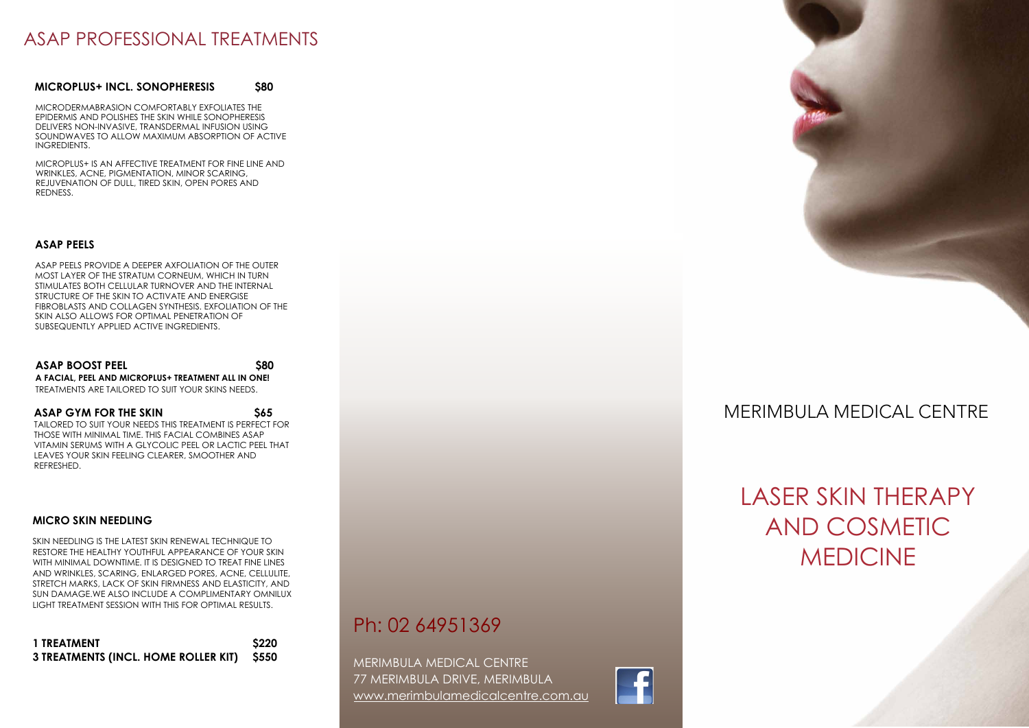# ASAP PROFESSIONAL TREATMENTS

### MICROPLUS+ INCL. SONOPHERESIS — $80

MICRODERMABRASION COMFORTABLY EXFOLIATES THE EPIDERMIS AND POLISHES THE SKIN WHILE SONOPHERESIS DELIVERS NON-INVASIVE, TRANSDERMAL INFUSION USING SOUNDWAVES TO ALLOW MAXIMUM ABSORPTION OF ACTIVE INGREDIENTS.

MICROPLUS+ IS AN AFFECTIVE TREATMENT FOR FINE LINE AND WRINKLES, ACNE, PIGMENTATION, MINOR SCARING, REJUVENATION OF DULL, TIRED SKIN, OPEN PORES AND REDNESS.

### ASAP PEELS

ASAP PEELS PROVIDE A DEEPER AXFOLIATION OF THE OUTER MOST LAYER OF THE STRATUM CORNEUM, WHICH IN TURN STIMULATES BOTH CELLULAR TURNOVER AND THE INTERNAL STRUCTURE OF THE SKIN TO ACTIVATE AND ENERGISE FIBROBLASTS AND COLLAGEN SYNTHESIS. EXFOLIATION OF THE SKIN ALSO ALLOWS FOR OPTIMAL PENETRATION OF SUBSEQUENTLY APPLIED ACTIVE INGREDIENTS.

**ASAP BOOST PEEL — $80**
**A FACIAL, PEEL AND MICROPLUS+ TREATMENT ALL IN ONE!**
TREATMENTS ARE TAILORED TO SUIT YOUR SKINS NEEDS.

**ASAP GYM FOR THE SKIN — $65**
TAILORED TO SUIT YOUR NEEDS THIS TREATMENT IS PERFECT FOR THOSE WITH MINIMAL TIME. THIS FACIAL COMBINES ASAP VITAMIN SERUMS WITH A GLYCOLIC PEEL OR LACTIC PEEL THAT LEAVES YOUR SKIN FEELING CLEARER, SMOOTHER AND REFRESHED.

### MICRO SKIN NEEDLING

SKIN NEEDLING IS THE LATEST SKIN RENEWAL TECHNIQUE TO RESTORE THE HEALTHY YOUTHFUL APPEARANCE OF YOUR SKIN WITH MINIMAL DOWNTIME. IT IS DESIGNED TO TREAT FINE LINES AND WRINKLES, SCARING, ENLARGED PORES, ACNE, CELLULITE, STRETCH MARKS, LACK OF SKIN FIRMNESS AND ELASTICITY, AND SUN DAMAGE.WE ALSO INCLUDE A COMPLIMENTARY OMNILUX LIGHT TREATMENT SESSION WITH THIS FOR OPTIMAL RESULTS.

**1 TREATMENT — $220**
**3 TREATMENTS (INCL. HOME ROLLER KIT) — $550**

## Ph: 02 64951369

MERIMBULA MEDICAL CENTRE
77 MERIMBULA DRIVE, MERIMBULA
www.merimbulamedicalcentre.com.au

## MERIMBULA MEDICAL CENTRE

# LASER SKIN THERAPY AND COSMETIC MEDICINE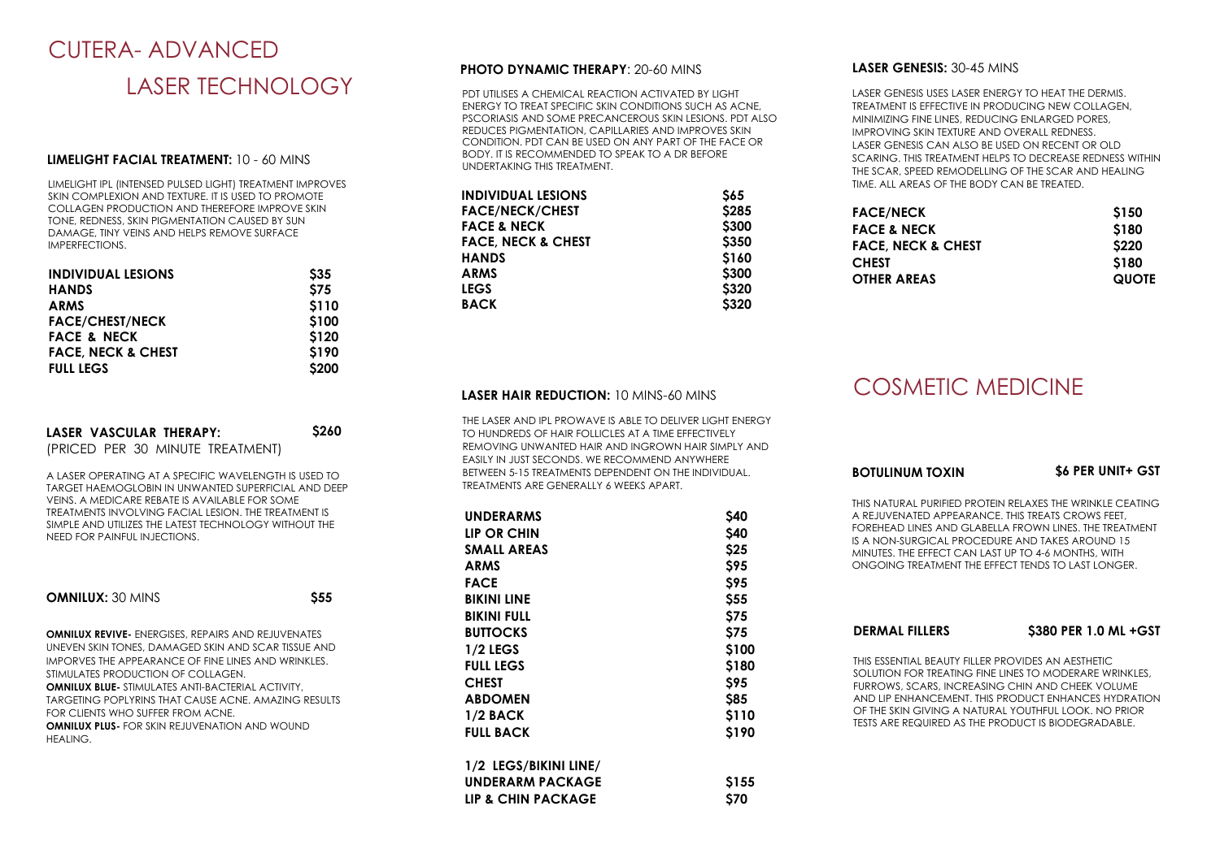# CUTERA- ADVANCED LASER TECHNOLOGY

### LIMELIGHT FACIAL TREATMENT: 10 - 60 MINS

LIMELIGHT IPL (INTENSED PULSED LIGHT) TREATMENT IMPROVES SKIN COMPLEXION AND TEXTURE. IT IS USED TO PROMOTE COLLAGEN PRODUCTION AND THEREFORE IMPROVE SKIN TONE, REDNESS, SKIN PIGMENTATION CAUSED BY SUN DAMAGE, TINY VEINS AND HELPS REMOVE SURFACE IMPERFECTIONS.

| | |
|---|---|
| **INDIVIDUAL LESIONS** | **$35** |
| **HANDS** | **$75** |
| **ARMS** | **$110** |
| **FACE/CHEST/NECK** | **$100** |
| **FACE & NECK** | **$120** |
| **FACE, NECK & CHEST** | **$190** |
| **FULL LEGS** | **$200** |

### LASER VASCULAR THERAPY: $260

(PRICED PER 30 MINUTE TREATMENT)

A LASER OPERATING AT A SPECIFIC WAVELENGTH IS USED TO TARGET HAEMOGLOBIN IN UNWANTED SUPERFICIAL AND DEEP VEINS. A MEDICARE REBATE IS AVAILABLE FOR SOME TREATMENTS INVOLVING FACIAL LESION. THE TREATMENT IS SIMPLE AND UTILIZES THE LATEST TECHNOLOGY WITHOUT THE NEED FOR PAINFUL INJECTIONS.

### OMNILUX: 30 MINS $55

**OMNILUX REVIVE-** ENERGISES, REPAIRS AND REJUVENATES UNEVEN SKIN TONES, DAMAGED SKIN AND SCAR TISSUE AND IMPORVES THE APPEARANCE OF FINE LINES AND WRINKLES. STIMULATES PRODUCTION OF COLLAGEN.
**OMNILUX BLUE-** STIMULATES ANTI-BACTERIAL ACTIVITY, TARGETING POPLYRINS THAT CAUSE ACNE. AMAZING RESULTS FOR CLIENTS WHO SUFFER FROM ACNE.
**OMNILUX PLUS-** FOR SKIN REJUVENATION AND WOUND HEALING.

### PHOTO DYNAMIC THERAPY: 20-60 MINS

PDT UTILISES A CHEMICAL REACTION ACTIVATED BY LIGHT ENERGY TO TREAT SPECIFIC SKIN CONDITIONS SUCH AS ACNE, PSCORIASIS AND SOME PRECANCEROUS SKIN LESIONS. PDT ALSO REDUCES PIGMENTATION, CAPILLARIES AND IMPROVES SKIN CONDITION. PDT CAN BE USED ON ANY PART OF THE FACE OR BODY. IT IS RECOMMENDED TO SPEAK TO A DR BEFORE UNDERTAKING THIS TREATMENT.

| | |
|---|---|
| **INDIVIDUAL LESIONS** | **$65** |
| **FACE/NECK/CHEST** | **$285** |
| **FACE & NECK** | **$300** |
| **FACE, NECK & CHEST** | **$350** |
| **HANDS** | **$160** |
| **ARMS** | **$300** |
| **LEGS** | **$320** |
| **BACK** | **$320** |

### LASER HAIR REDUCTION: 10 MINS-60 MINS

THE LASER AND IPL PROWAVE IS ABLE TO DELIVER LIGHT ENERGY TO HUNDREDS OF HAIR FOLLICLES AT A TIME EFFECTIVELY REMOVING UNWANTED HAIR AND INGROWN HAIR SIMPLY AND EASILY IN JUST SECONDS. WE RECOMMEND ANYWHERE BETWEEN 5-15 TREATMENTS DEPENDENT ON THE INDIVIDUAL. TREATMENTS ARE GENERALLY 6 WEEKS APART.

| | |
|---|---|
| **UNDERARMS** | **$40** |
| **LIP OR CHIN** | **$40** |
| **SMALL AREAS** | **$25** |
| **ARMS** | **$95** |
| **FACE** | **$95** |
| **BIKINI LINE** | **$55** |
| **BIKINI FULL** | **$75** |
| **BUTTOCKS** | **$75** |
| **1/2 LEGS** | **$100** |
| **FULL LEGS** | **$180** |
| **CHEST** | **$95** |
| **ABDOMEN** | **$85** |
| **1/2 BACK** | **$110** |
| **FULL BACK** | **$190** |
| **1/2 LEGS/BIKINI LINE/ UNDERARM PACKAGE** | **$155** |
| **LIP & CHIN PACKAGE** | **$70** |

### LASER GENESIS: 30-45 MINS

LASER GENESIS USES LASER ENERGY TO HEAT THE DERMIS. TREATMENT IS EFFECTIVE IN PRODUCING NEW COLLAGEN, MINIMIZING FINE LINES, REDUCING ENLARGED PORES, IMPROVING SKIN TEXTURE AND OVERALL REDNESS. LASER GENESIS CAN ALSO BE USED ON RECENT OR OLD SCARING. THIS TREATMENT HELPS TO DECREASE REDNESS WITHIN THE SCAR, SPEED REMODELLING OF THE SCAR AND HEALING TIME. ALL AREAS OF THE BODY CAN BE TREATED.

| | |
|---|---|
| **FACE/NECK** | **$150** |
| **FACE & NECK** | **$180** |
| **FACE, NECK & CHEST** | **$220** |
| **CHEST** | **$180** |
| **OTHER AREAS** | **QUOTE** |

# COSMETIC MEDICINE

### BOTULINUM TOXIN $6 PER UNIT+ GST

THIS NATURAL PURIFIED PROTEIN RELAXES THE WRINKLE CEATING A REJUVENATED APPEARANCE. THIS TREATS CROWS FEET, FOREHEAD LINES AND GLABELLA FROWN LINES. THE TREATMENT IS A NON-SURGICAL PROCEDURE AND TAKES AROUND 15 MINUTES. THE EFFECT CAN LAST UP TO 4-6 MONTHS, WITH ONGOING TREATMENT THE EFFECT TENDS TO LAST LONGER.

### DERMAL FILLERS $380 PER 1.0 ML +GST

THIS ESSENTIAL BEAUTY FILLER PROVIDES AN AESTHETIC SOLUTION FOR TREATING FINE LINES TO MODERARE WRINKLES, FURROWS, SCARS, INCREASING CHIN AND CHEEK VOLUME AND LIP ENHANCEMENT. THIS PRODUCT ENHANCES HYDRATION OF THE SKIN GIVING A NATURAL YOUTHFUL LOOK. NO PRIOR TESTS ARE REQUIRED AS THE PRODUCT IS BIODEGRADABLE.